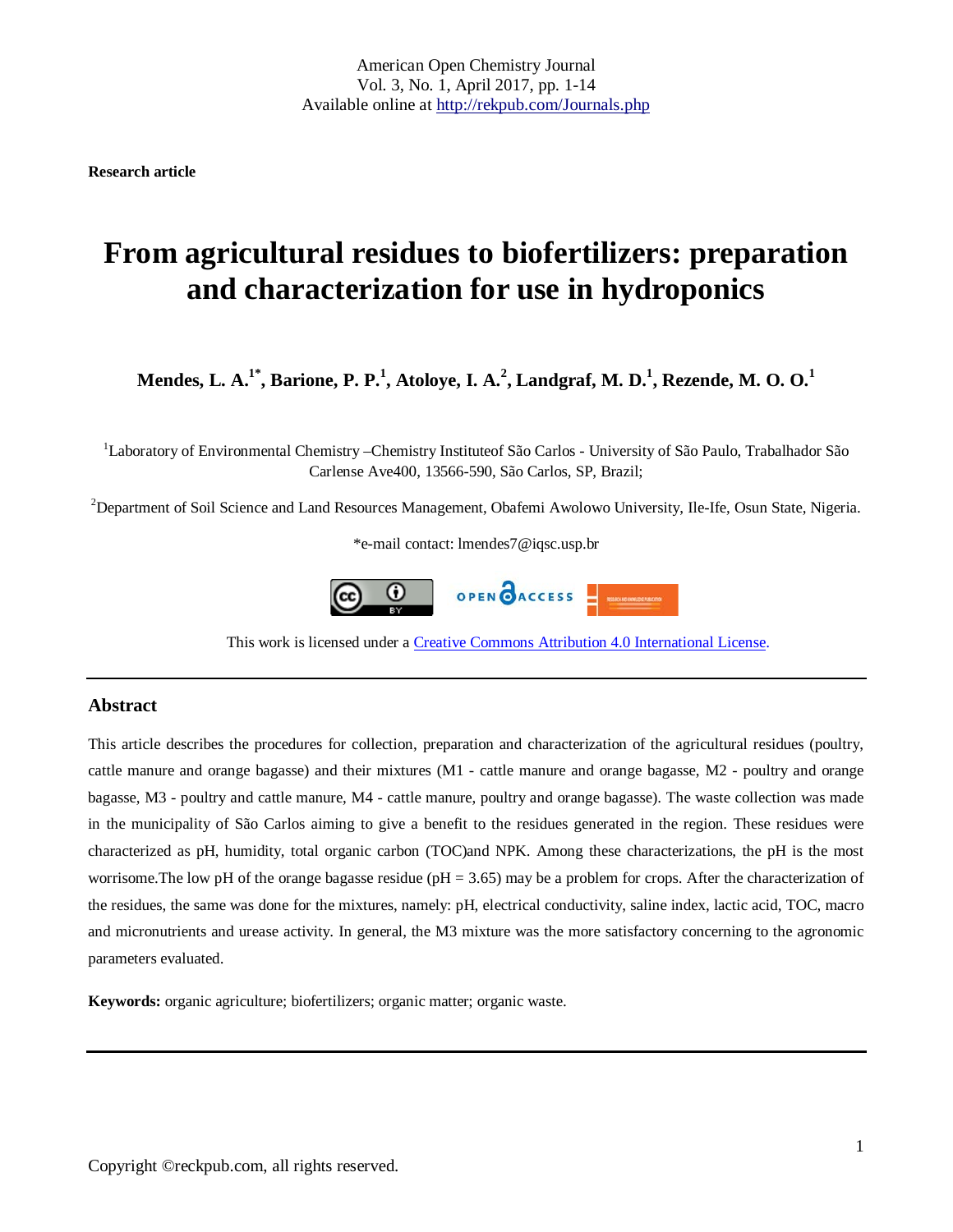Research article

# From agricultural residues to biofertilizers: preparation and characterization for use in hydroponics

**Mendes, L. A.[1*], Barione, P. P.[1], Atoloye, I. A.[2], Landgraf, M. D.[1], Rezende, M. O. O.[1]**

[1]Laboratory of Environmental Chemistry –Chemistry Instituteof São Carlos - University of São Paulo, Trabalhador São Carlense Ave400, 13566-590, São Carlos, SP, Brazil;

[2]Department of Soil Science and Land Resources Management, Obafemi Awolowo University, Ile-Ife, Osun State, Nigeria.

*e-mail contact: lmendes7@iqsc.usp.br

This work is licensed under a Creative Commons Attribution 4.0 International License.

## Abstract

This article describes the procedures for collection, preparation and characterization of the agricultural residues (poultry, cattle manure and orange bagasse) and their mixtures (M1 - cattle manure and orange bagasse, M2 - poultry and orange bagasse, M3 - poultry and cattle manure, M4 - cattle manure, poultry and orange bagasse). The waste collection was made in the municipality of São Carlos aiming to give a benefit to the residues generated in the region. These residues were characterized as pH, humidity, total organic carbon (TOC)and NPK. Among these characterizations, the pH is the most worrisome.The low pH of the orange bagasse residue (pH = 3.65) may be a problem for crops. After the characterization of the residues, the same was done for the mixtures, namely: pH, electrical conductivity, saline index, lactic acid, TOC, macro and micronutrients and urease activity. In general, the M3 mixture was the more satisfactory concerning to the agronomic parameters evaluated.

**Keywords:** organic agriculture; biofertilizers; organic matter; organic waste.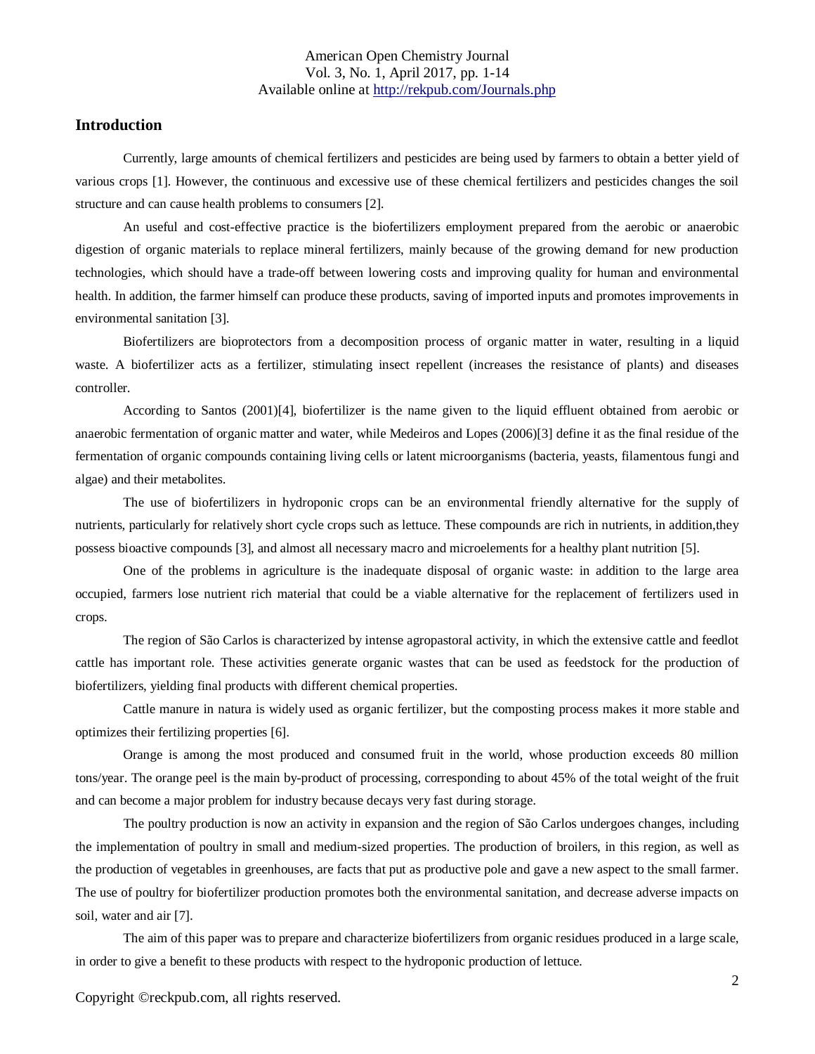## Introduction

Currently, large amounts of chemical fertilizers and pesticides are being used by farmers to obtain a better yield of various crops [1]. However, the continuous and excessive use of these chemical fertilizers and pesticides changes the soil structure and can cause health problems to consumers [2].

An useful and cost-effective practice is the biofertilizers employment prepared from the aerobic or anaerobic digestion of organic materials to replace mineral fertilizers, mainly because of the growing demand for new production technologies, which should have a trade-off between lowering costs and improving quality for human and environmental health. In addition, the farmer himself can produce these products, saving of imported inputs and promotes improvements in environmental sanitation [3].

Biofertilizers are bioprotectors from a decomposition process of organic matter in water, resulting in a liquid waste. A biofertilizer acts as a fertilizer, stimulating insect repellent (increases the resistance of plants) and diseases controller.

According to Santos (2001)[4], biofertilizer is the name given to the liquid effluent obtained from aerobic or anaerobic fermentation of organic matter and water, while Medeiros and Lopes (2006)[3] define it as the final residue of the fermentation of organic compounds containing living cells or latent microorganisms (bacteria, yeasts, filamentous fungi and algae) and their metabolites.

The use of biofertilizers in hydroponic crops can be an environmental friendly alternative for the supply of nutrients, particularly for relatively short cycle crops such as lettuce. These compounds are rich in nutrients, in addition,they possess bioactive compounds [3], and almost all necessary macro and microelements for a healthy plant nutrition [5].

One of the problems in agriculture is the inadequate disposal of organic waste: in addition to the large area occupied, farmers lose nutrient rich material that could be a viable alternative for the replacement of fertilizers used in crops.

The region of São Carlos is characterized by intense agropastoral activity, in which the extensive cattle and feedlot cattle has important role. These activities generate organic wastes that can be used as feedstock for the production of biofertilizers, yielding final products with different chemical properties.

Cattle manure in natura is widely used as organic fertilizer, but the composting process makes it more stable and optimizes their fertilizing properties [6].

Orange is among the most produced and consumed fruit in the world, whose production exceeds 80 million tons/year. The orange peel is the main by-product of processing, corresponding to about 45% of the total weight of the fruit and can become a major problem for industry because decays very fast during storage.

The poultry production is now an activity in expansion and the region of São Carlos undergoes changes, including the implementation of poultry in small and medium-sized properties. The production of broilers, in this region, as well as the production of vegetables in greenhouses, are facts that put as productive pole and gave a new aspect to the small farmer. The use of poultry for biofertilizer production promotes both the environmental sanitation, and decrease adverse impacts on soil, water and air [7].

The aim of this paper was to prepare and characterize biofertilizers from organic residues produced in a large scale, in order to give a benefit to these products with respect to the hydroponic production of lettuce.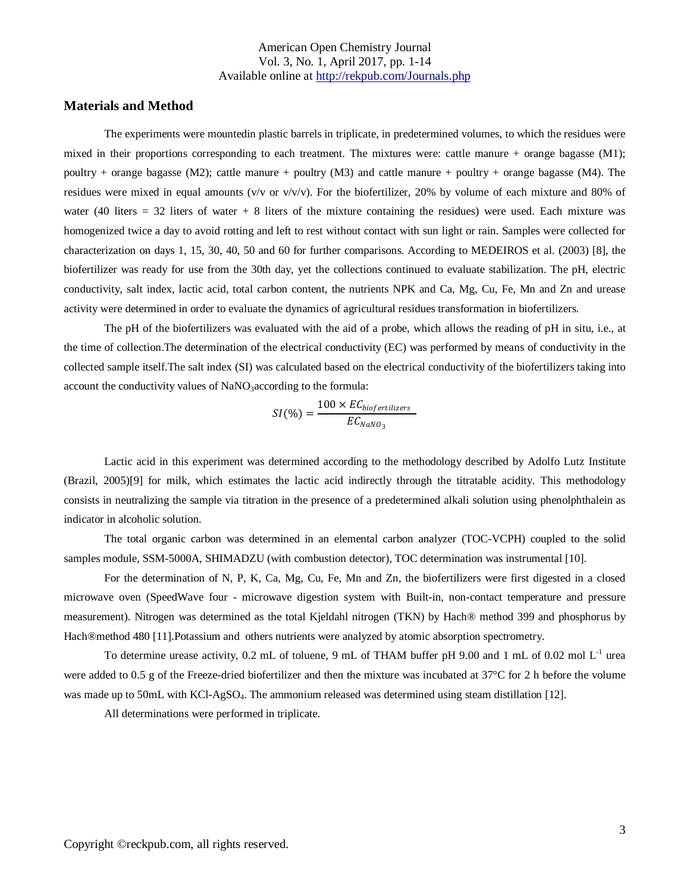## Materials and Method

The experiments were mountedin plastic barrels in triplicate, in predetermined volumes, to which the residues were mixed in their proportions corresponding to each treatment. The mixtures were: cattle manure + orange bagasse (M1); poultry + orange bagasse (M2); cattle manure + poultry (M3) and cattle manure + poultry + orange bagasse (M4). The residues were mixed in equal amounts (v/v or v/v/v). For the biofertilizer, 20% by volume of each mixture and 80% of water (40 liters = 32 liters of water + 8 liters of the mixture containing the residues) were used. Each mixture was homogenized twice a day to avoid rotting and left to rest without contact with sun light or rain. Samples were collected for characterization on days 1, 15, 30, 40, 50 and 60 for further comparisons. According to MEDEIROS et al. (2003) [8], the biofertilizer was ready for use from the 30th day, yet the collections continued to evaluate stabilization. The pH, electric conductivity, salt index, lactic acid, total carbon content, the nutrients NPK and Ca, Mg, Cu, Fe, Mn and Zn and urease activity were determined in order to evaluate the dynamics of agricultural residues transformation in biofertilizers.

The pH of the biofertilizers was evaluated with the aid of a probe, which allows the reading of pH in situ, i.e., at the time of collection.The determination of the electrical conductivity (EC) was performed by means of conductivity in the collected sample itself.The salt index (SI) was calculated based on the electrical conductivity of the biofertilizers taking into account the conductivity values of $NaNO_3$according to the formula:

$$SI(\%) = \frac{100 \times EC_{biofertilizers}}{EC_{NaNO_3}}$$

Lactic acid in this experiment was determined according to the methodology described by Adolfo Lutz Institute (Brazil, 2005)[9] for milk, which estimates the lactic acid indirectly through the titratable acidity. This methodology consists in neutralizing the sample via titration in the presence of a predetermined alkali solution using phenolphthalein as indicator in alcoholic solution.

The total organic carbon was determined in an elemental carbon analyzer (TOC-VCPH) coupled to the solid samples module, SSM-5000A, SHIMADZU (with combustion detector), TOC determination was instrumental [10].

For the determination of N, P, K, Ca, Mg, Cu, Fe, Mn and Zn, the biofertilizers were first digested in a closed microwave oven (SpeedWave four - microwave digestion system with Built-in, non-contact temperature and pressure measurement). Nitrogen was determined as the total Kjeldahl nitrogen (TKN) by Hach® method 399 and phosphorus by Hach®method 480 [11].Potassium and others nutrients were analyzed by atomic absorption spectrometry.

To determine urease activity, 0.2 mL of toluene, 9 mL of THAM buffer pH 9.00 and 1 mL of 0.02 mol $L^{-1}$ urea were added to 0.5 g of the Freeze-dried biofertilizer and then the mixture was incubated at 37°C for 2 h before the volume was made up to 50mL with KCl-$AgSO_4$. The ammonium released was determined using steam distillation [12].

All determinations were performed in triplicate.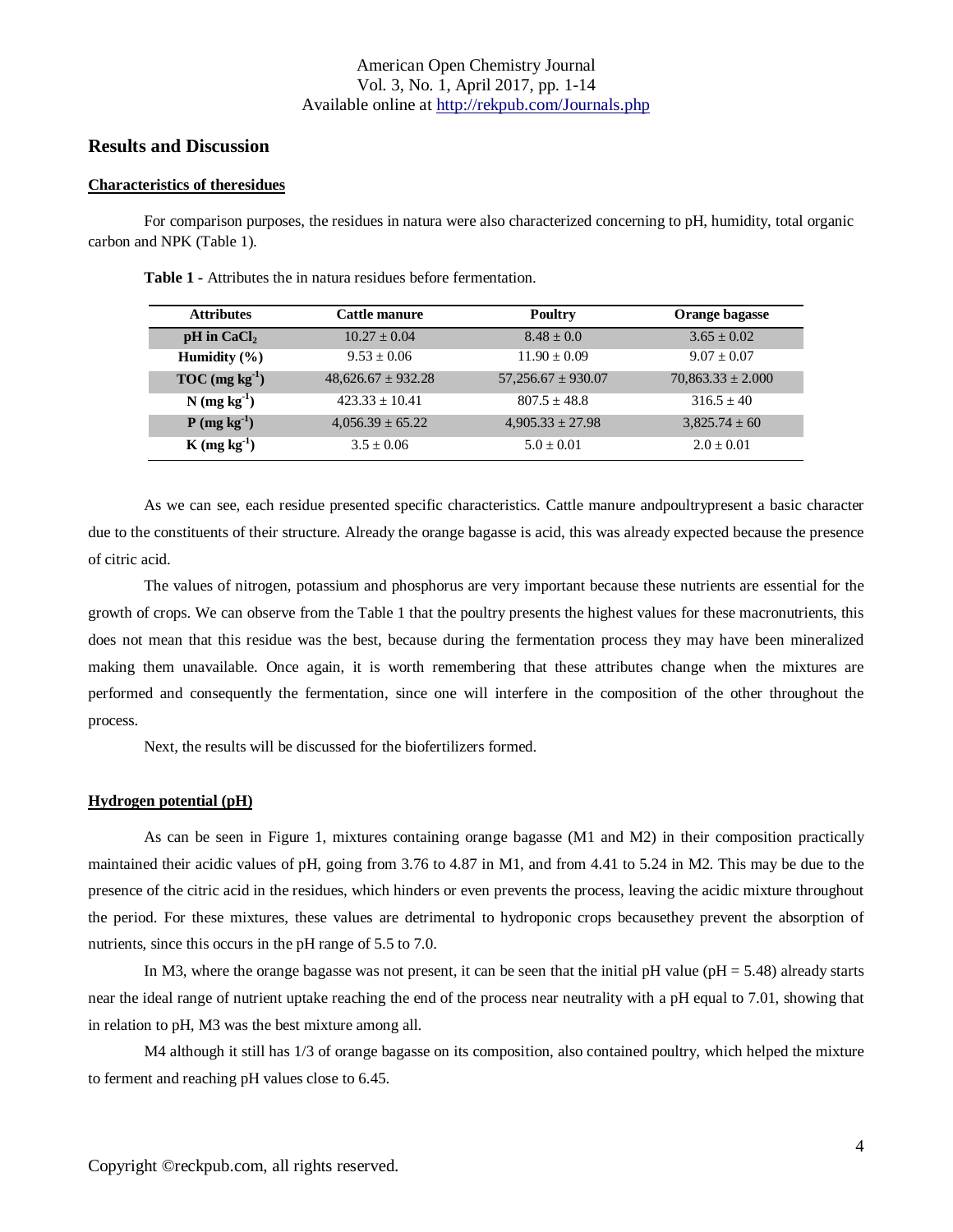## Results and Discussion

### Characteristics of theresidues

For comparison purposes, the residues in natura were also characterized concerning to pH, humidity, total organic carbon and NPK (Table 1).

**Table 1 -** Attributes the in natura residues before fermentation.

| Attributes | Cattle manure | Poultry | Orange bagasse |
|---|---|---|---|
| **pH in $CaCl_2$** | 10.27 ± 0.04 | 8.48 ± 0.0 | 3.65 ± 0.02 |
| **Humidity (%)** | 9.53 ± 0.06 | 11.90 ± 0.09 | 9.07 ± 0.07 |
| **TOC (mg $kg^{-1}$)** | 48,626.67 ± 932.28 | 57,256.67 ± 930.07 | 70,863.33 ± 2.000 |
| **N (mg $kg^{-1}$)** | 423.33 ± 10.41 | 807.5 ± 48.8 | 316.5 ± 40 |
| **P (mg $kg^{-1}$)** | 4,056.39 ± 65.22 | 4,905.33 ± 27.98 | 3,825.74 ± 60 |
| **K (mg $kg^{-1}$)** | 3.5 ± 0.06 | 5.0 ± 0.01 | 2.0 ± 0.01 |

As we can see, each residue presented specific characteristics. Cattle manure andpoultrypresent a basic character due to the constituents of their structure. Already the orange bagasse is acid, this was already expected because the presence of citric acid.

The values of nitrogen, potassium and phosphorus are very important because these nutrients are essential for the growth of crops. We can observe from the Table 1 that the poultry presents the highest values for these macronutrients, this does not mean that this residue was the best, because during the fermentation process they may have been mineralized making them unavailable. Once again, it is worth remembering that these attributes change when the mixtures are performed and consequently the fermentation, since one will interfere in the composition of the other throughout the process.

Next, the results will be discussed for the biofertilizers formed.

### Hydrogen potential (pH)

As can be seen in Figure 1, mixtures containing orange bagasse (M1 and M2) in their composition practically maintained their acidic values of pH, going from 3.76 to 4.87 in M1, and from 4.41 to 5.24 in M2. This may be due to the presence of the citric acid in the residues, which hinders or even prevents the process, leaving the acidic mixture throughout the period. For these mixtures, these values are detrimental to hydroponic crops becausethey prevent the absorption of nutrients, since this occurs in the pH range of 5.5 to 7.0.

In M3, where the orange bagasse was not present, it can be seen that the initial pH value (pH = 5.48) already starts near the ideal range of nutrient uptake reaching the end of the process near neutrality with a pH equal to 7.01, showing that in relation to pH, M3 was the best mixture among all.

M4 although it still has 1/3 of orange bagasse on its composition, also contained poultry, which helped the mixture to ferment and reaching pH values close to 6.45.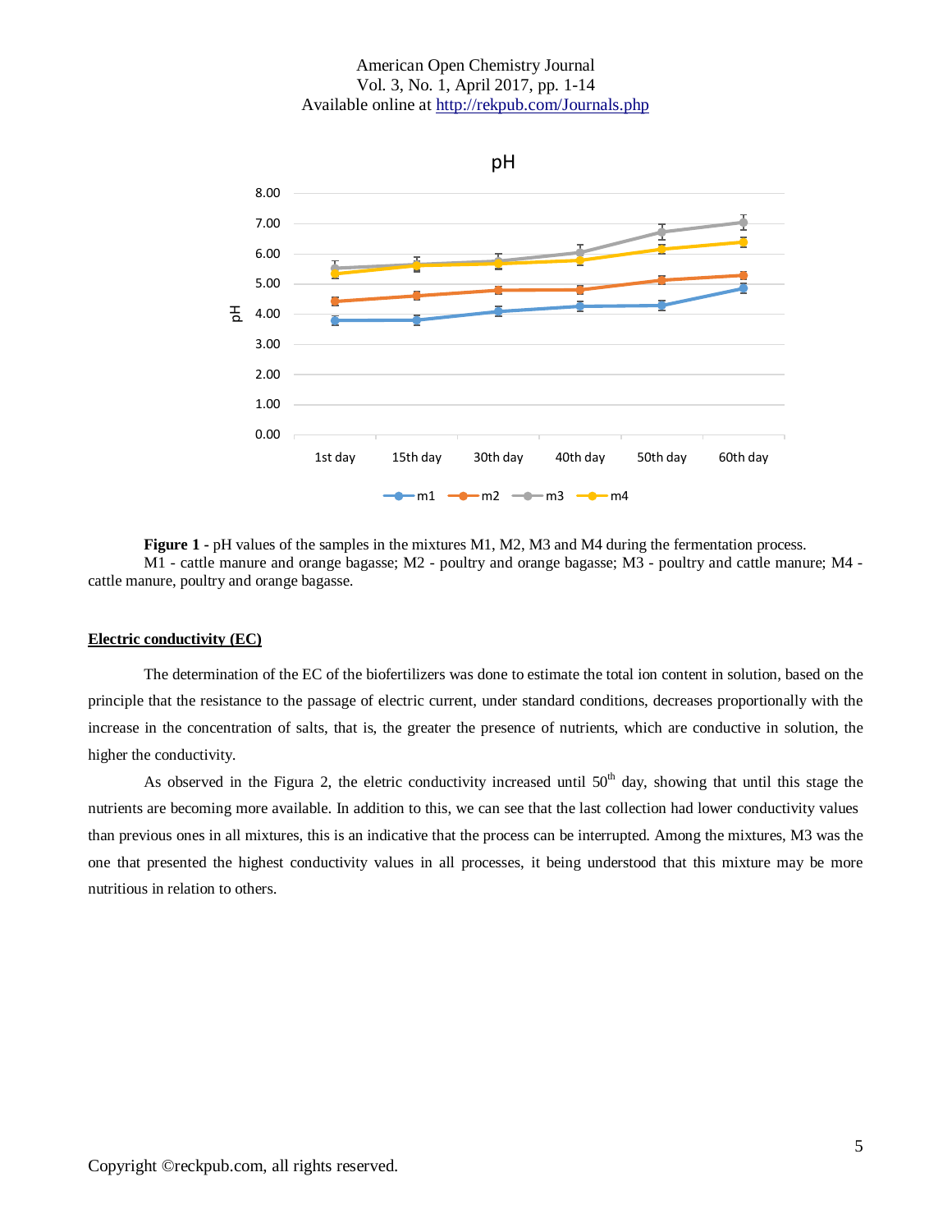**Figure 1 -** pH values of the samples in the mixtures M1, M2, M3 and M4 during the fermentation process.
M1 - cattle manure and orange bagasse; M2 - poultry and orange bagasse; M3 - poultry and cattle manure; M4 - cattle manure, poultry and orange bagasse.

## Electric conductivity (EC)

The determination of the EC of the biofertilizers was done to estimate the total ion content in solution, based on the principle that the resistance to the passage of electric current, under standard conditions, decreases proportionally with the increase in the concentration of salts, that is, the greater the presence of nutrients, which are conductive in solution, the higher the conductivity.

As observed in the Figura 2, the eletric conductivity increased until 50th day, showing that until this stage the nutrients are becoming more available. In addition to this, we can see that the last collection had lower conductivity values than previous ones in all mixtures, this is an indicative that the process can be interrupted. Among the mixtures, M3 was the one that presented the highest conductivity values in all processes, it being understood that this mixture may be more nutritious in relation to others.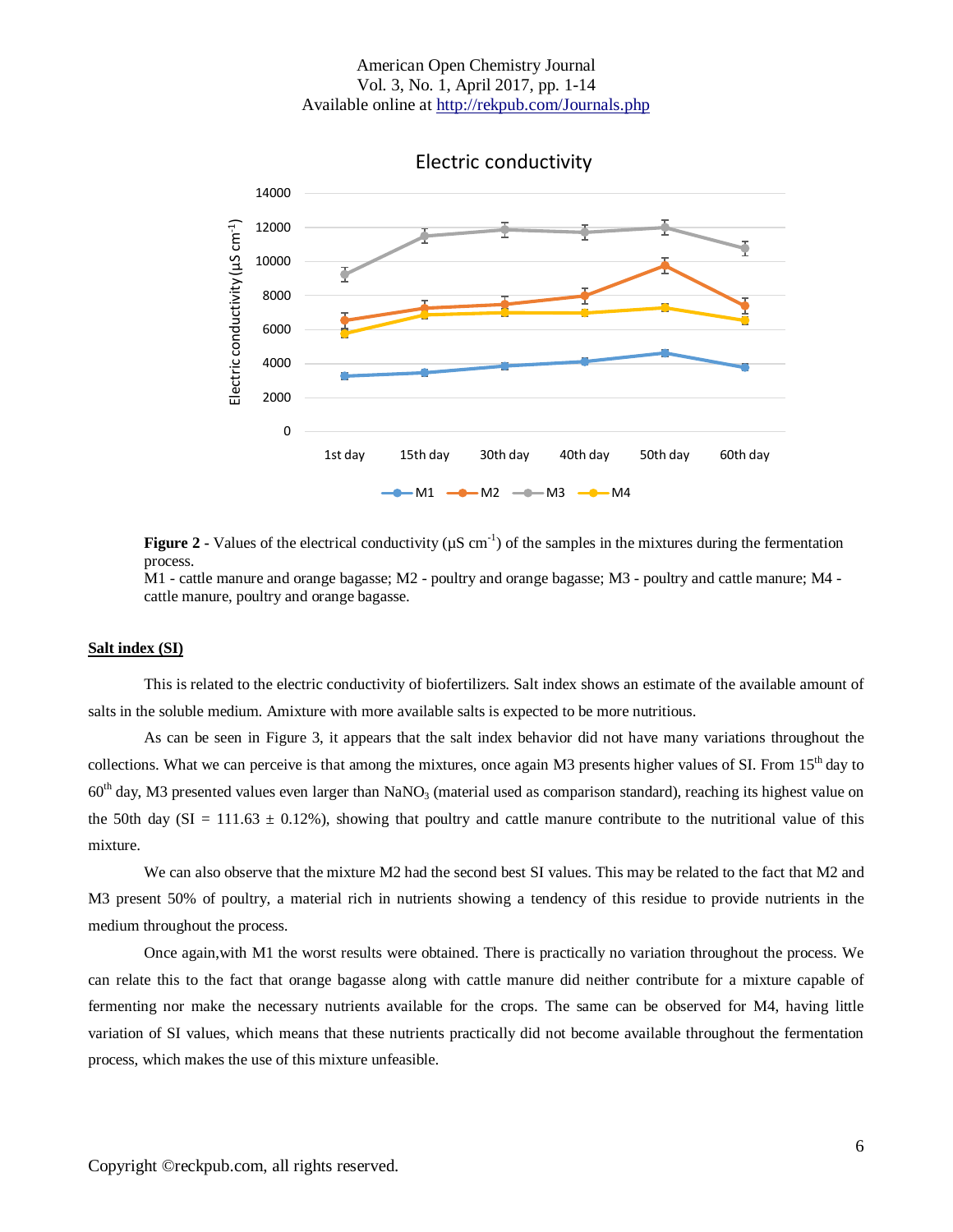**Figure 2** - Values of the electrical conductivity (µS $cm^{-1}$) of the samples in the mixtures during the fermentation process.
M1 - cattle manure and orange bagasse; M2 - poultry and orange bagasse; M3 - poultry and cattle manure; M4 - cattle manure, poultry and orange bagasse.

## Salt index (SI)

This is related to the electric conductivity of biofertilizers. Salt index shows an estimate of the available amount of salts in the soluble medium. Amixture with more available salts is expected to be more nutritious.

As can be seen in Figure 3, it appears that the salt index behavior did not have many variations throughout the collections. What we can perceive is that among the mixtures, once again M3 presents higher values of SI. From 15th day to 60th day, M3 presented values even larger than $NaNO_3$ (material used as comparison standard), reaching its highest value on the 50th day (SI = 111.63 ± 0.12%), showing that poultry and cattle manure contribute to the nutritional value of this mixture.

We can also observe that the mixture M2 had the second best SI values. This may be related to the fact that M2 and M3 present 50% of poultry, a material rich in nutrients showing a tendency of this residue to provide nutrients in the medium throughout the process.

Once again,with M1 the worst results were obtained. There is practically no variation throughout the process. We can relate this to the fact that orange bagasse along with cattle manure did neither contribute for a mixture capable of fermenting nor make the necessary nutrients available for the crops. The same can be observed for M4, having little variation of SI values, which means that these nutrients practically did not become available throughout the fermentation process, which makes the use of this mixture unfeasible.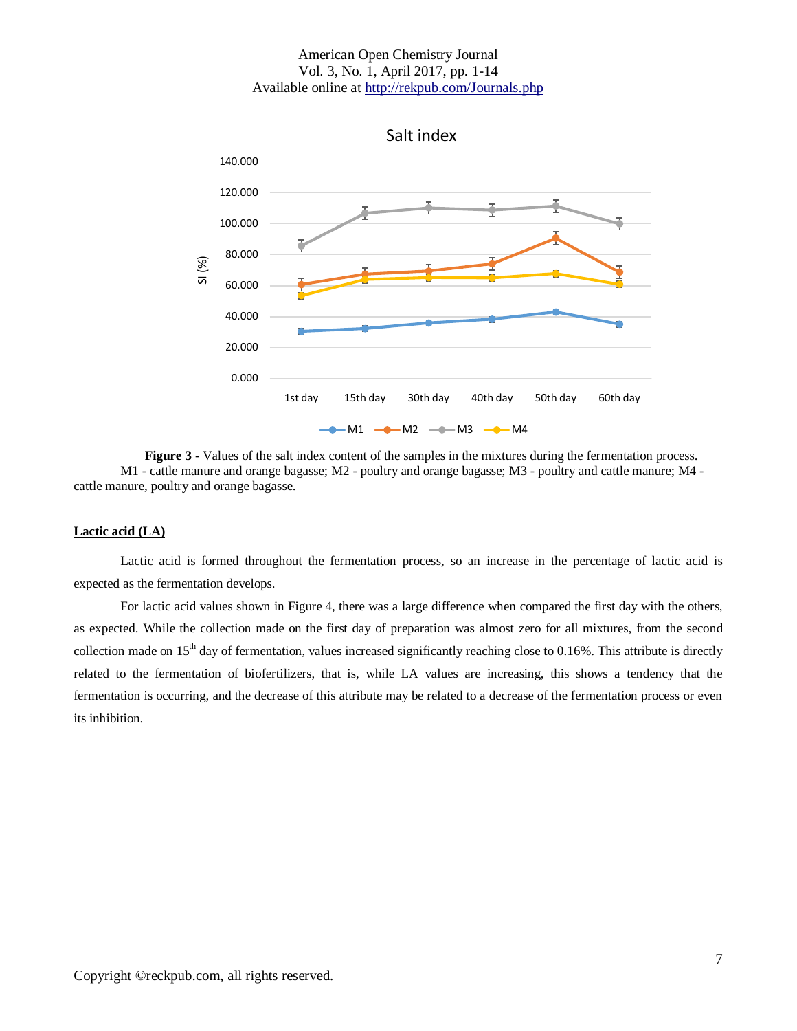**Figure 3 -** Values of the salt index content of the samples in the mixtures during the fermentation process. M1 - cattle manure and orange bagasse; M2 - poultry and orange bagasse; M3 - poultry and cattle manure; M4 - cattle manure, poultry and orange bagasse.

## Lactic acid (LA)

Lactic acid is formed throughout the fermentation process, so an increase in the percentage of lactic acid is expected as the fermentation develops.

For lactic acid values shown in Figure 4, there was a large difference when compared the first day with the others, as expected. While the collection made on the first day of preparation was almost zero for all mixtures, from the second collection made on 15th day of fermentation, values increased significantly reaching close to 0.16%. This attribute is directly related to the fermentation of biofertilizers, that is, while LA values are increasing, this shows a tendency that the fermentation is occurring, and the decrease of this attribute may be related to a decrease of the fermentation process or even its inhibition.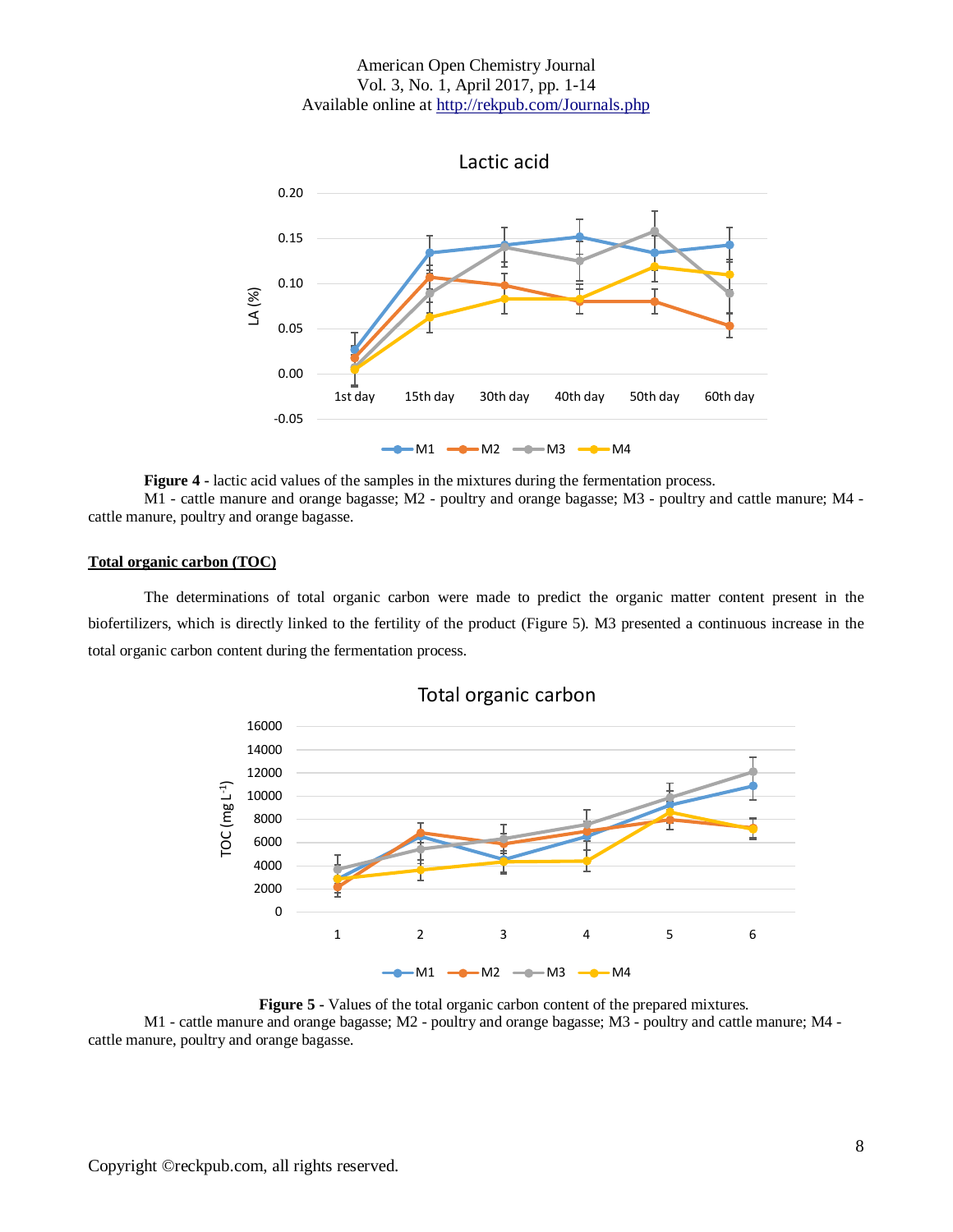**Figure 4** - lactic acid values of the samples in the mixtures during the fermentation process.

M1 - cattle manure and orange bagasse; M2 - poultry and orange bagasse; M3 - poultry and cattle manure; M4 - cattle manure, poultry and orange bagasse.

**Total organic carbon (TOC)**

The determinations of total organic carbon were made to predict the organic matter content present in the biofertilizers, which is directly linked to the fertility of the product (Figure 5). M3 presented a continuous increase in the total organic carbon content during the fermentation process.

**Figure 5** - Values of the total organic carbon content of the prepared mixtures.

M1 - cattle manure and orange bagasse; M2 - poultry and orange bagasse; M3 - poultry and cattle manure; M4 - cattle manure, poultry and orange bagasse.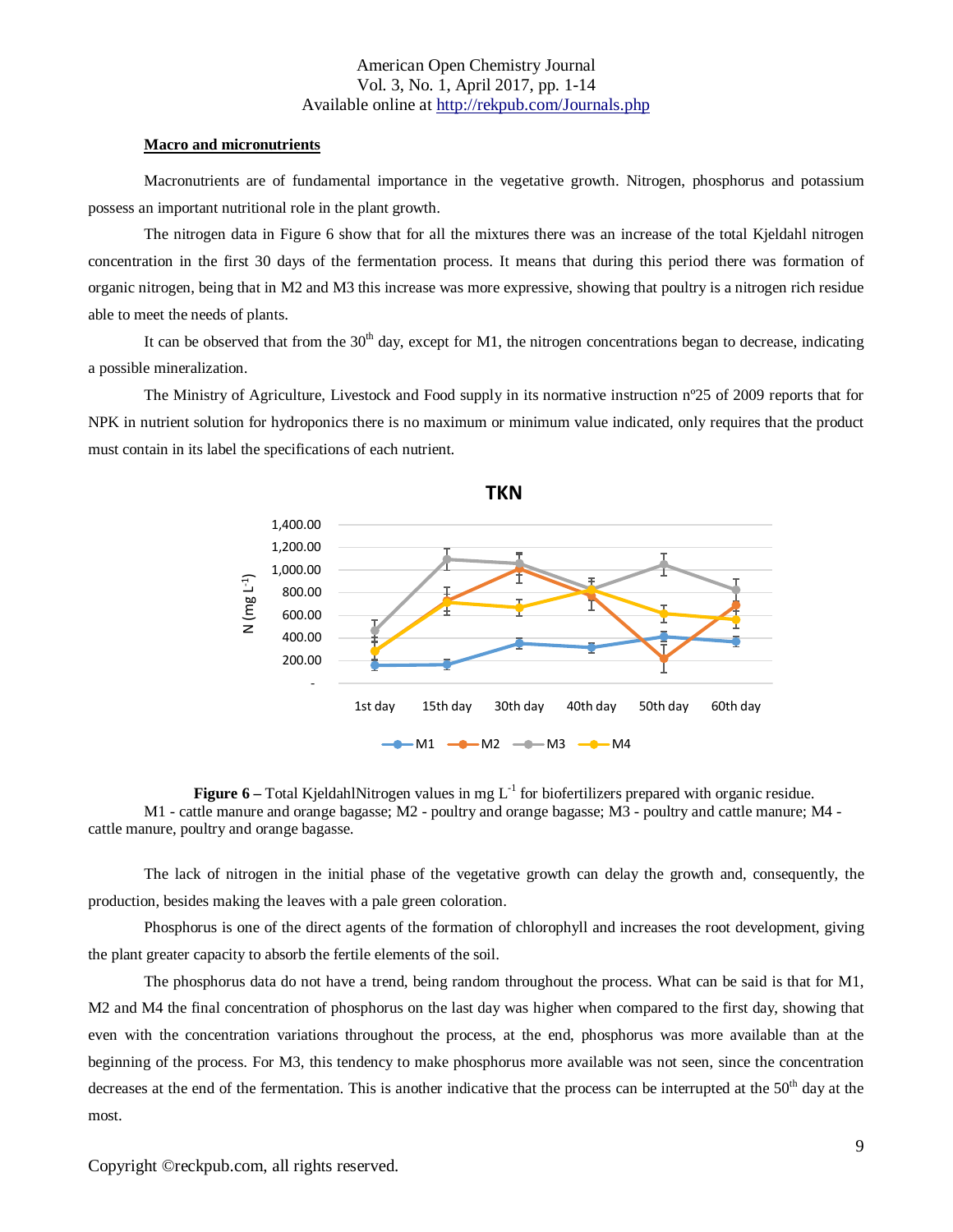**Macro and micronutrients**

Macronutrients are of fundamental importance in the vegetative growth. Nitrogen, phosphorus and potassium possess an important nutritional role in the plant growth.

The nitrogen data in Figure 6 show that for all the mixtures there was an increase of the total Kjeldahl nitrogen concentration in the first 30 days of the fermentation process. It means that during this period there was formation of organic nitrogen, being that in M2 and M3 this increase was more expressive, showing that poultry is a nitrogen rich residue able to meet the needs of plants.

It can be observed that from the 30$^{th}$ day, except for M1, the nitrogen concentrations began to decrease, indicating a possible mineralization.

The Ministry of Agriculture, Livestock and Food supply in its normative instruction nº25 of 2009 reports that for NPK in nutrient solution for hydroponics there is no maximum or minimum value indicated, only requires that the product must contain in its label the specifications of each nutrient.

**Figure 6 –** Total KjeldahlNitrogen values in mg L$^{-1}$ for biofertilizers prepared with organic residue. M1 - cattle manure and orange bagasse; M2 - poultry and orange bagasse; M3 - poultry and cattle manure; M4 - cattle manure, poultry and orange bagasse.

The lack of nitrogen in the initial phase of the vegetative growth can delay the growth and, consequently, the production, besides making the leaves with a pale green coloration.

Phosphorus is one of the direct agents of the formation of chlorophyll and increases the root development, giving the plant greater capacity to absorb the fertile elements of the soil.

The phosphorus data do not have a trend, being random throughout the process. What can be said is that for M1, M2 and M4 the final concentration of phosphorus on the last day was higher when compared to the first day, showing that even with the concentration variations throughout the process, at the end, phosphorus was more available than at the beginning of the process. For M3, this tendency to make phosphorus more available was not seen, since the concentration decreases at the end of the fermentation. This is another indicative that the process can be interrupted at the 50$^{th}$ day at the most.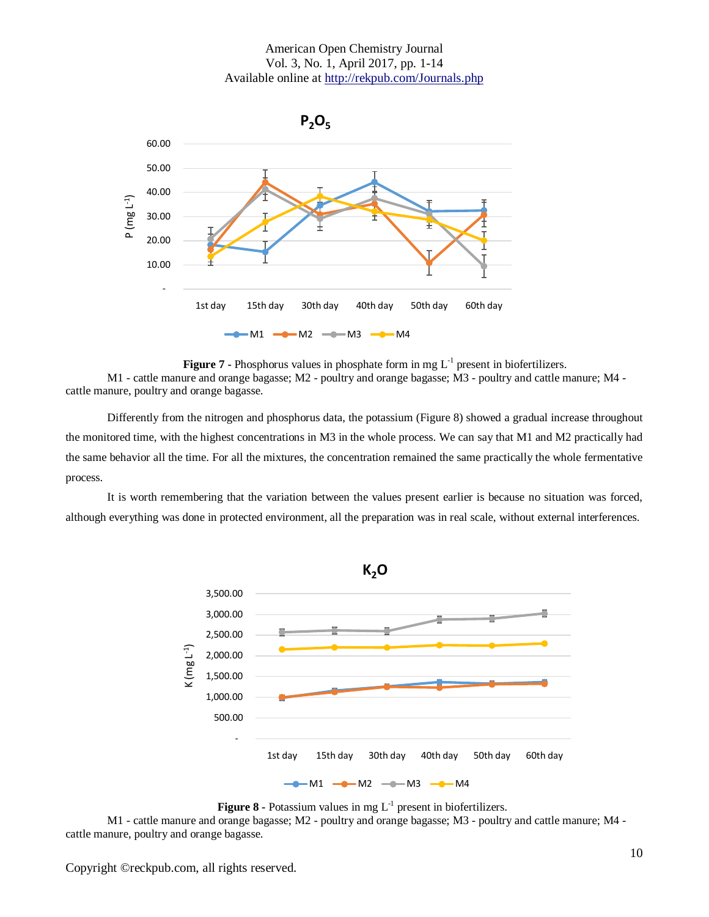**Figure 7 -** Phosphorus values in phosphate form in mg $L^{-1}$ present in biofertilizers.
M1 - cattle manure and orange bagasse; M2 - poultry and orange bagasse; M3 - poultry and cattle manure; M4 - cattle manure, poultry and orange bagasse.

Differently from the nitrogen and phosphorus data, the potassium (Figure 8) showed a gradual increase throughout the monitored time, with the highest concentrations in M3 in the whole process. We can say that M1 and M2 practically had the same behavior all the time. For all the mixtures, the concentration remained the same practically the whole fermentative process.

It is worth remembering that the variation between the values present earlier is because no situation was forced, although everything was done in protected environment, all the preparation was in real scale, without external interferences.

**Figure 8 -** Potassium values in mg $L^{-1}$ present in biofertilizers.
M1 - cattle manure and orange bagasse; M2 - poultry and orange bagasse; M3 - poultry and cattle manure; M4 - cattle manure, poultry and orange bagasse.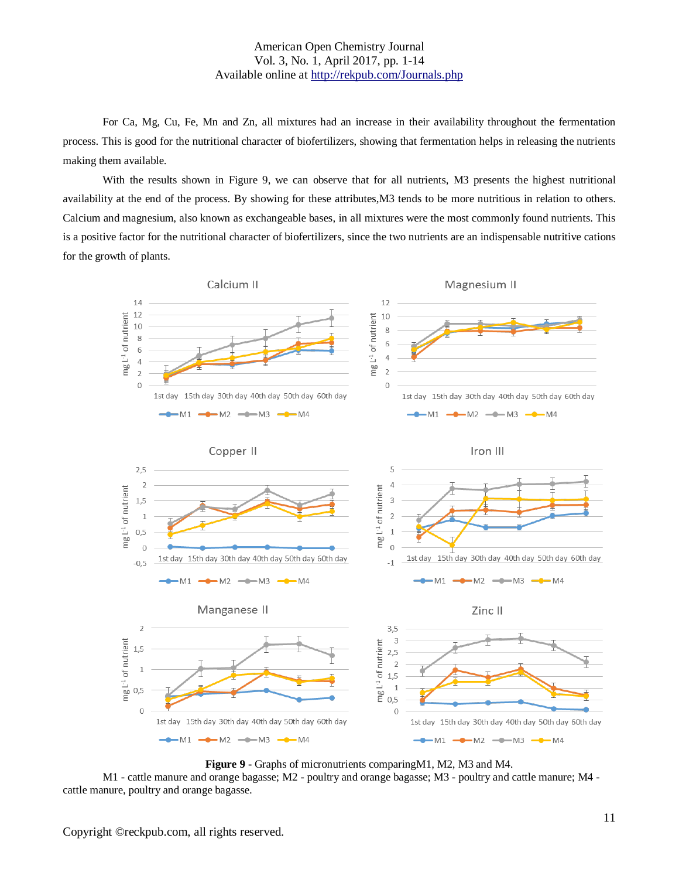For Ca, Mg, Cu, Fe, Mn and Zn, all mixtures had an increase in their availability throughout the fermentation process. This is good for the nutritional character of biofertilizers, showing that fermentation helps in releasing the nutrients making them available.

With the results shown in Figure 9, we can observe that for all nutrients, M3 presents the highest nutritional availability at the end of the process. By showing for these attributes,M3 tends to be more nutritious in relation to others. Calcium and magnesium, also known as exchangeable bases, in all mixtures were the most commonly found nutrients. This is a positive factor for the nutritional character of biofertilizers, since the two nutrients are an indispensable nutritive cations for the growth of plants.

**Figure 9** - Graphs of micronutrients comparingM1, M2, M3 and M4.
M1 - cattle manure and orange bagasse; M2 - poultry and orange bagasse; M3 - poultry and cattle manure; M4 - cattle manure, poultry and orange bagasse.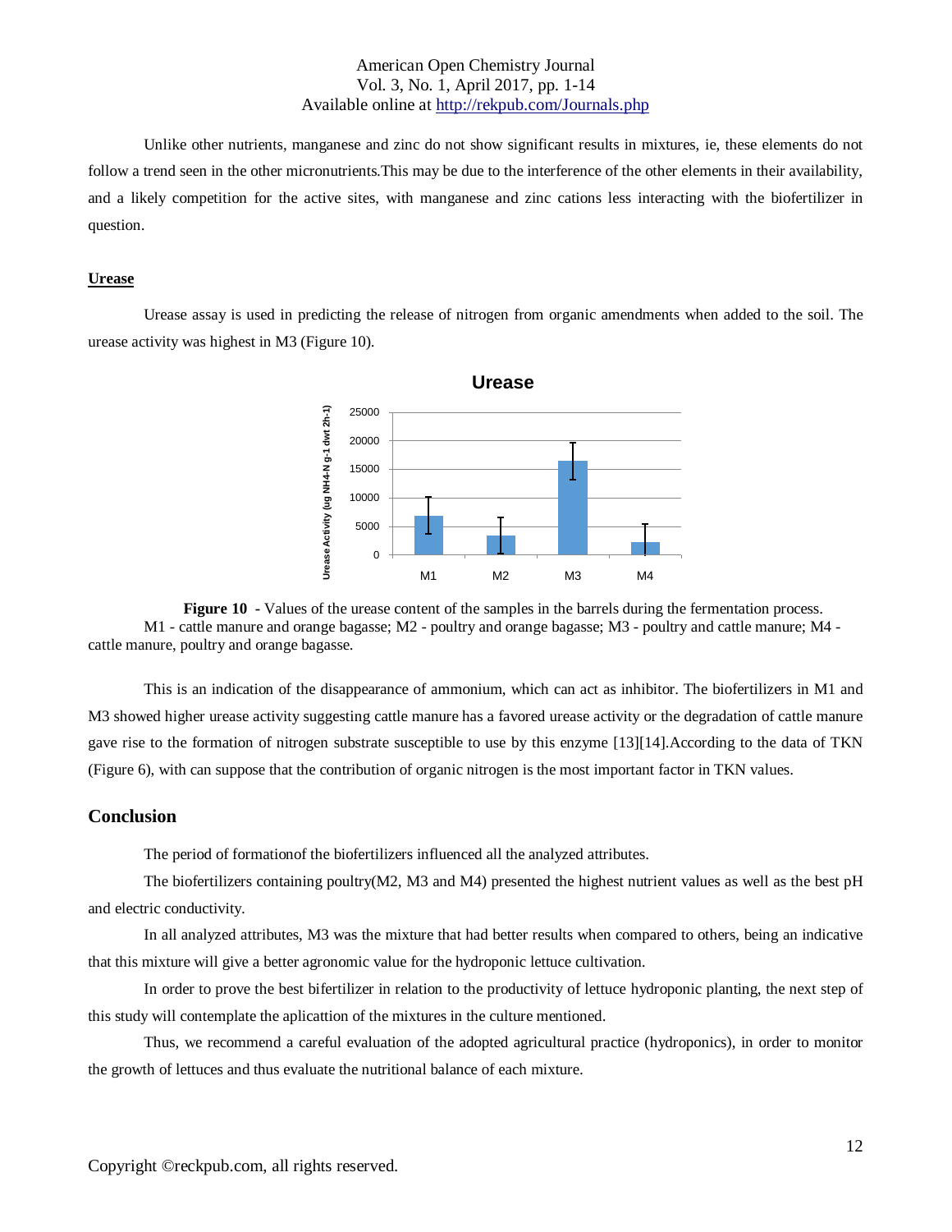Unlike other nutrients, manganese and zinc do not show significant results in mixtures, ie, these elements do not follow a trend seen in the other micronutrients.This may be due to the interference of the other elements in their availability, and a likely competition for the active sites, with manganese and zinc cations less interacting with the biofertilizer in question.

### Urease

Urease assay is used in predicting the release of nitrogen from organic amendments when added to the soil. The urease activity was highest in M3 (Figure 10).

**Figure 10** - Values of the urease content of the samples in the barrels during the fermentation process. M1 - cattle manure and orange bagasse; M2 - poultry and orange bagasse; M3 - poultry and cattle manure; M4 - cattle manure, poultry and orange bagasse.

This is an indication of the disappearance of ammonium, which can act as inhibitor. The biofertilizers in M1 and M3 showed higher urease activity suggesting cattle manure has a favored urease activity or the degradation of cattle manure gave rise to the formation of nitrogen substrate susceptible to use by this enzyme [13][14].According to the data of TKN (Figure 6), with can suppose that the contribution of organic nitrogen is the most important factor in TKN values.

## Conclusion

The period of formationof the biofertilizers influenced all the analyzed attributes.

The biofertilizers containing poultry(M2, M3 and M4) presented the highest nutrient values as well as the best pH and electric conductivity.

In all analyzed attributes, M3 was the mixture that had better results when compared to others, being an indicative that this mixture will give a better agronomic value for the hydroponic lettuce cultivation.

In order to prove the best bifertilizer in relation to the productivity of lettuce hydroponic planting, the next step of this study will contemplate the aplicattion of the mixtures in the culture mentioned.

Thus, we recommend a careful evaluation of the adopted agricultural practice (hydroponics), in order to monitor the growth of lettuces and thus evaluate the nutritional balance of each mixture.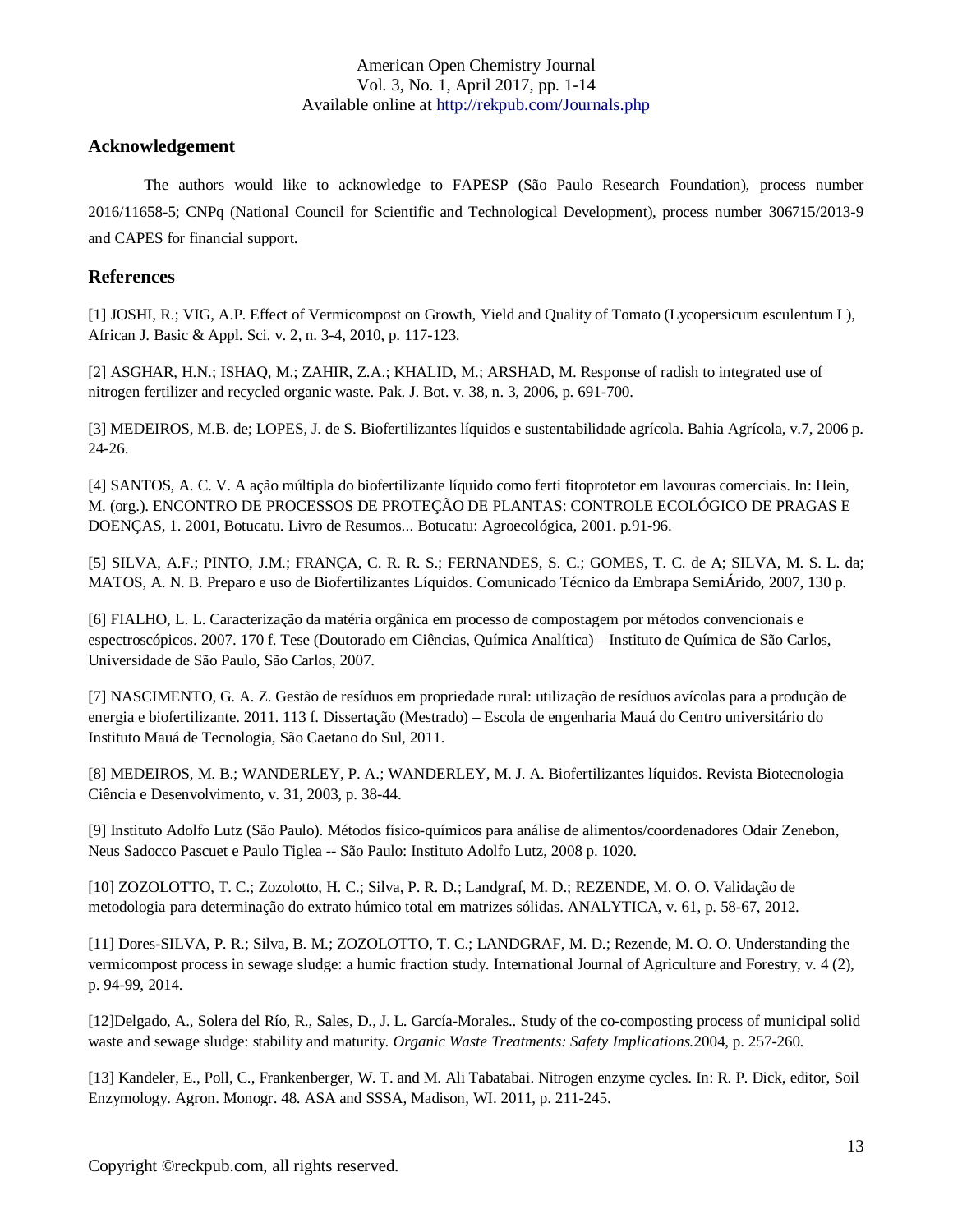## Acknowledgement

The authors would like to acknowledge to FAPESP (São Paulo Research Foundation), process number 2016/11658-5; CNPq (National Council for Scientific and Technological Development), process number 306715/2013-9 and CAPES for financial support.

## References

[1] JOSHI, R.; VIG, A.P. Effect of Vermicompost on Growth, Yield and Quality of Tomato (Lycopersicum esculentum L), African J. Basic & Appl. Sci. v. 2, n. 3-4, 2010, p. 117-123.

[2] ASGHAR, H.N.; ISHAQ, M.; ZAHIR, Z.A.; KHALID, M.; ARSHAD, M. Response of radish to integrated use of nitrogen fertilizer and recycled organic waste. Pak. J. Bot. v. 38, n. 3, 2006, p. 691-700.

[3] MEDEIROS, M.B. de; LOPES, J. de S. Biofertilizantes líquidos e sustentabilidade agrícola. Bahia Agrícola, v.7, 2006 p. 24-26.

[4] SANTOS, A. C. V. A ação múltipla do biofertilizante líquido como ferti fitoprotetor em lavouras comerciais. In: Hein, M. (org.). ENCONTRO DE PROCESSOS DE PROTEÇÃO DE PLANTAS: CONTROLE ECOLÓGICO DE PRAGAS E DOENÇAS, 1. 2001, Botucatu. Livro de Resumos... Botucatu: Agroecológica, 2001. p.91-96.

[5] SILVA, A.F.; PINTO, J.M.; FRANÇA, C. R. R. S.; FERNANDES, S. C.; GOMES, T. C. de A; SILVA, M. S. L. da; MATOS, A. N. B. Preparo e uso de Biofertilizantes Líquidos. Comunicado Técnico da Embrapa SemiÁrido, 2007, 130 p.

[6] FIALHO, L. L. Caracterização da matéria orgânica em processo de compostagem por métodos convencionais e espectroscópicos. 2007. 170 f. Tese (Doutorado em Ciências, Química Analítica) – Instituto de Química de São Carlos, Universidade de São Paulo, São Carlos, 2007.

[7] NASCIMENTO, G. A. Z. Gestão de resíduos em propriedade rural: utilização de resíduos avícolas para a produção de energia e biofertilizante. 2011. 113 f. Dissertação (Mestrado) – Escola de engenharia Mauá do Centro universitário do Instituto Mauá de Tecnologia, São Caetano do Sul, 2011.

[8] MEDEIROS, M. B.; WANDERLEY, P. A.; WANDERLEY, M. J. A. Biofertilizantes líquidos. Revista Biotecnologia Ciência e Desenvolvimento, v. 31, 2003, p. 38-44.

[9] Instituto Adolfo Lutz (São Paulo). Métodos físico-químicos para análise de alimentos/coordenadores Odair Zenebon, Neus Sadocco Pascuet e Paulo Tiglea -- São Paulo: Instituto Adolfo Lutz, 2008 p. 1020.

[10] ZOZOLOTTO, T. C.; Zozolotto, H. C.; Silva, P. R. D.; Landgraf, M. D.; REZENDE, M. O. O. Validação de metodologia para determinação do extrato húmico total em matrizes sólidas. ANALYTICA, v. 61, p. 58-67, 2012.

[11] Dores-SILVA, P. R.; Silva, B. M.; ZOZOLOTTO, T. C.; LANDGRAF, M. D.; Rezende, M. O. O. Understanding the vermicompost process in sewage sludge: a humic fraction study. International Journal of Agriculture and Forestry, v. 4 (2), p. 94-99, 2014.

[12]Delgado, A., Solera del Río, R., Sales, D., J. L. García-Morales.. Study of the co-composting process of municipal solid waste and sewage sludge: stability and maturity. *Organic Waste Treatments: Safety Implications.*2004, p. 257-260.

[13] Kandeler, E., Poll, C., Frankenberger, W. T. and M. Ali Tabatabai. Nitrogen enzyme cycles. In: R. P. Dick, editor, Soil Enzymology. Agron. Monogr. 48. ASA and SSSA, Madison, WI. 2011, p. 211-245.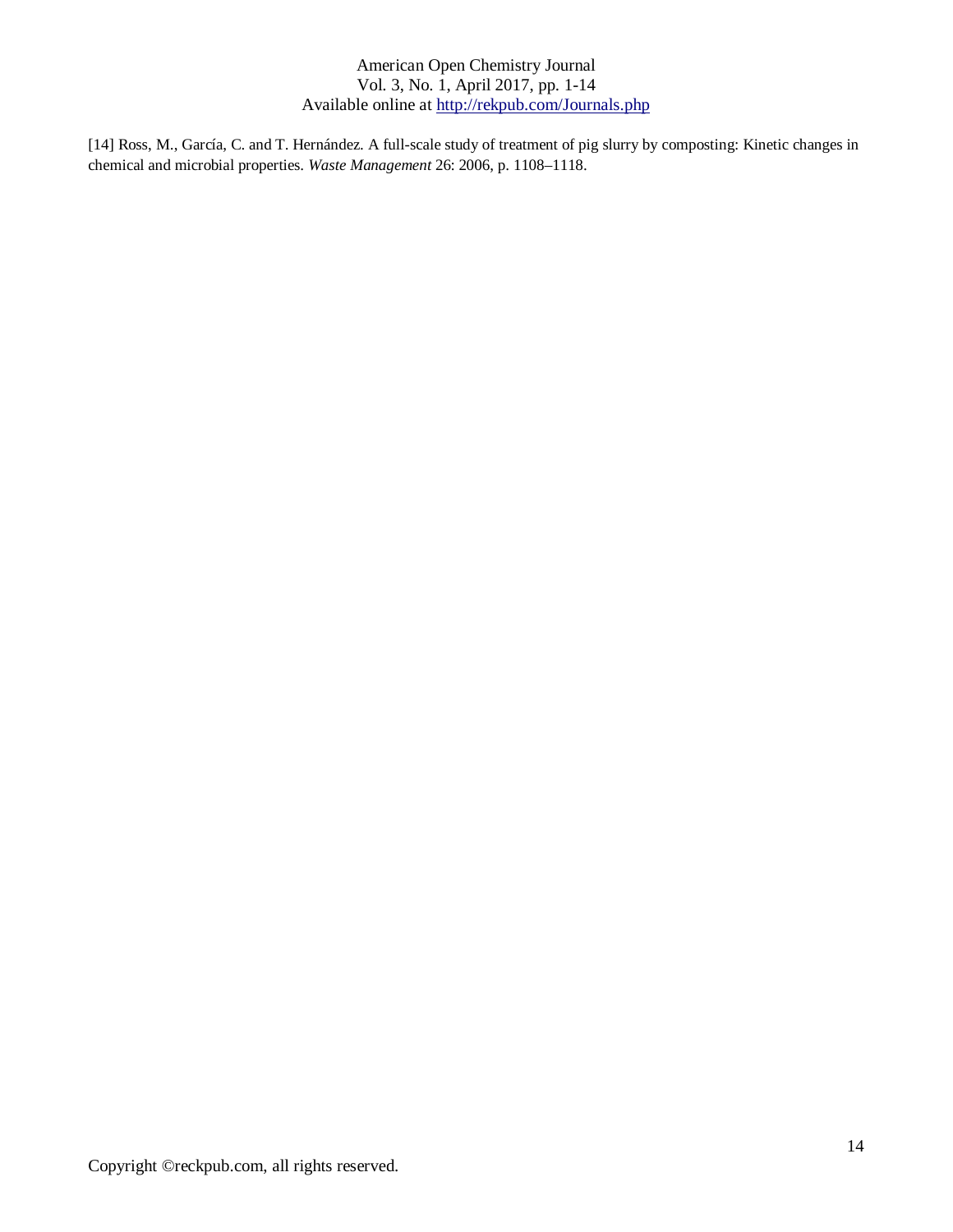[14] Ross, M., García, C. and T. Hernández. A full-scale study of treatment of pig slurry by composting: Kinetic changes in chemical and microbial properties. *Waste Management* 26: 2006, p. 1108–1118.